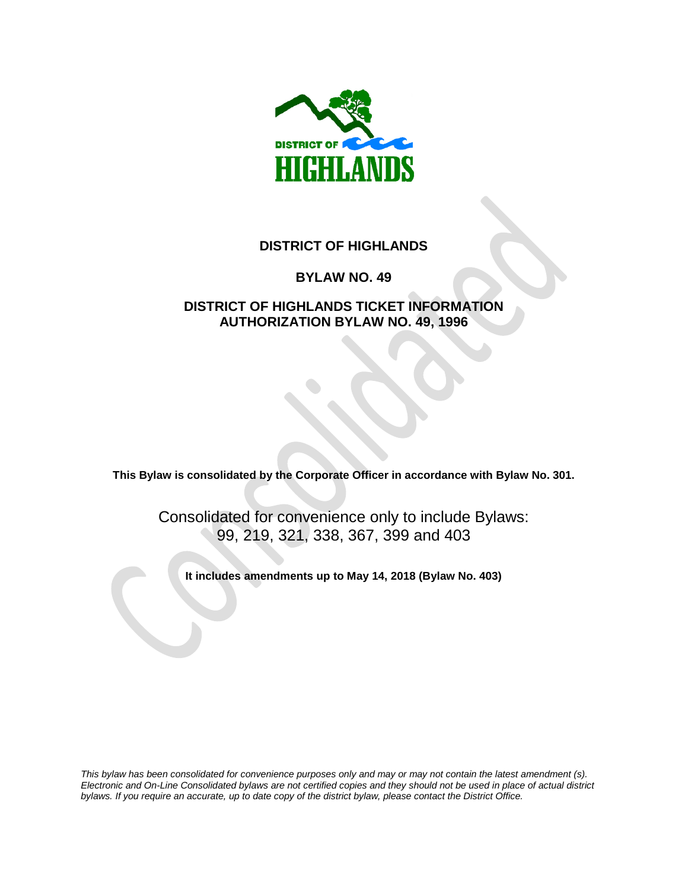# DISTRICT OF HIGHLANDS

## BYLAW NO. 49

## DISTRICT OF HIGHLANDS TICKET INFORMATION AUTHORIZATION BYLAW NO. 49, 1996

**This Bylaw is consolidated by the Corporate Officer in accordance with Bylaw No. 301.**

Consolidated for convenience only to include Bylaws: 99, 219, 321, 338, 367, 399 and 403

**It includes amendments up to May 14, 2018 (Bylaw No. 403)**

*This bylaw has been consolidated for convenience purposes only and may or may not contain the latest amendment (s). Electronic and On-Line Consolidated bylaws are not certified copies and they should not be used in place of actual district bylaws. If you require an accurate, up to date copy of the district bylaw, please contact the District Office.*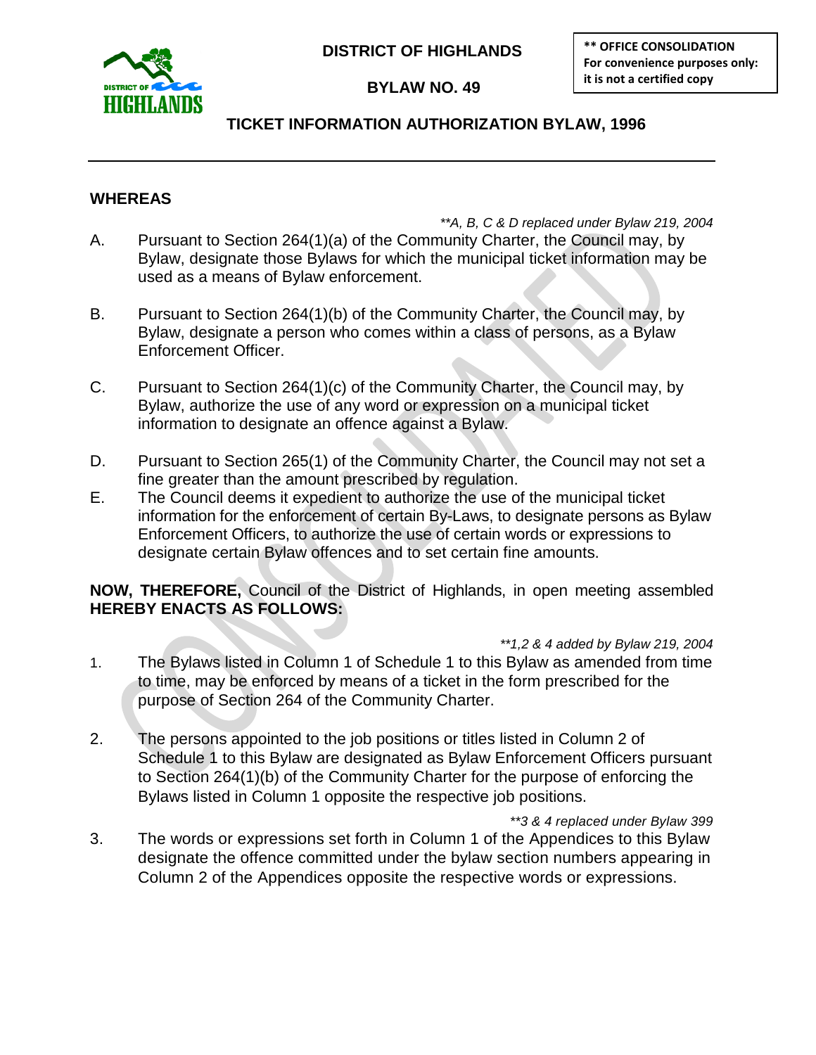**DISTRICT OF HIGHLANDS**

**BYLAW NO. 49**

**\*\* OFFICE CONSOLIDATION**
**For convenience purposes only: it is not a certified copy**

## TICKET INFORMATION AUTHORIZATION BYLAW, 1996

---

**WHEREAS**

*\*\*A, B, C & D replaced under Bylaw 219, 2004*

A. Pursuant to Section 264(1)(a) of the Community Charter, the Council may, by Bylaw, designate those Bylaws for which the municipal ticket information may be used as a means of Bylaw enforcement.

B. Pursuant to Section 264(1)(b) of the Community Charter, the Council may, by Bylaw, designate a person who comes within a class of persons, as a Bylaw Enforcement Officer.

C. Pursuant to Section 264(1)(c) of the Community Charter, the Council may, by Bylaw, authorize the use of any word or expression on a municipal ticket information to designate an offence against a Bylaw.

D. Pursuant to Section 265(1) of the Community Charter, the Council may not set a fine greater than the amount prescribed by regulation.

E. The Council deems it expedient to authorize the use of the municipal ticket information for the enforcement of certain By-Laws, to designate persons as Bylaw Enforcement Officers, to authorize the use of certain words or expressions to designate certain Bylaw offences and to set certain fine amounts.

**NOW, THEREFORE,** Council of the District of Highlands, in open meeting assembled **HEREBY ENACTS AS FOLLOWS:**

*\*\*1,2 & 4 added by Bylaw 219, 2004*

1. The Bylaws listed in Column 1 of Schedule 1 to this Bylaw as amended from time to time, may be enforced by means of a ticket in the form prescribed for the purpose of Section 264 of the Community Charter.

2. The persons appointed to the job positions or titles listed in Column 2 of Schedule 1 to this Bylaw are designated as Bylaw Enforcement Officers pursuant to Section 264(1)(b) of the Community Charter for the purpose of enforcing the Bylaws listed in Column 1 opposite the respective job positions.

*\*\*3 & 4 replaced under Bylaw 399*

3. The words or expressions set forth in Column 1 of the Appendices to this Bylaw designate the offence committed under the bylaw section numbers appearing in Column 2 of the Appendices opposite the respective words or expressions.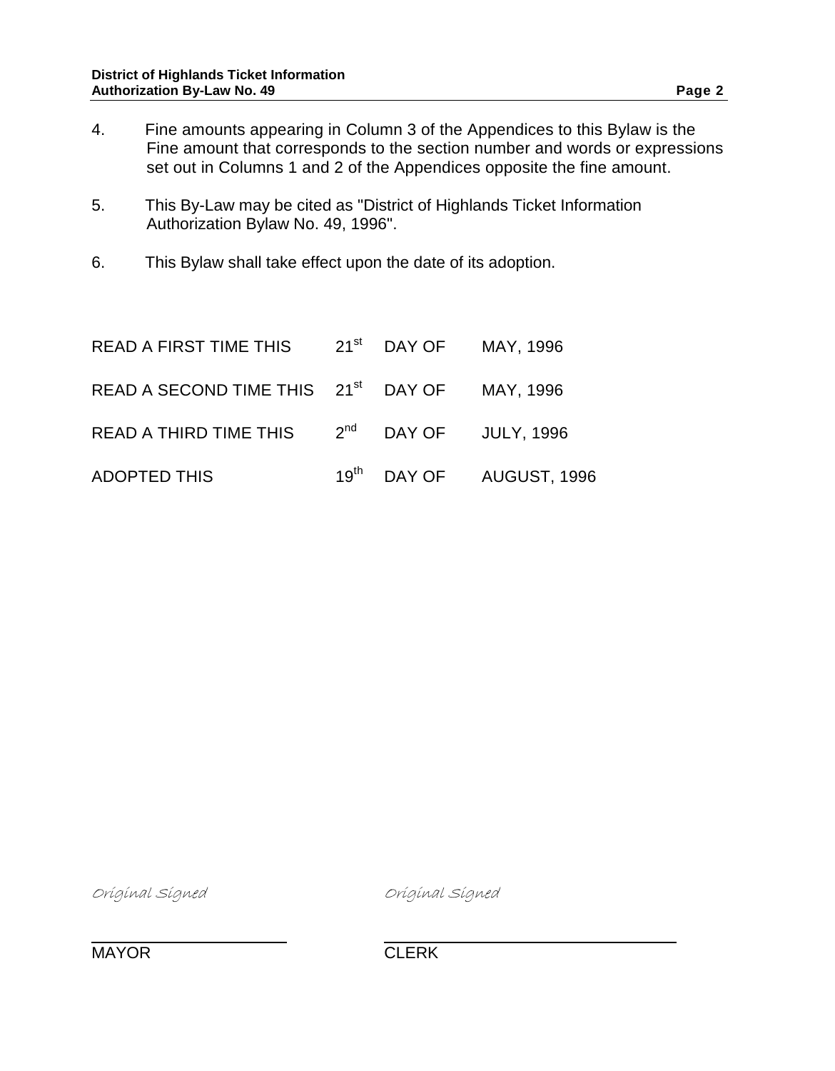4. Fine amounts appearing in Column 3 of the Appendices to this Bylaw is the Fine amount that corresponds to the section number and words or expressions set out in Columns 1 and 2 of the Appendices opposite the fine amount.

5. This By-Law may be cited as "District of Highlands Ticket Information Authorization Bylaw No. 49, 1996".

6. This Bylaw shall take effect upon the date of its adoption.

| | | | |
|---|---|---|---|
| READ A FIRST TIME THIS | 21st | DAY OF | MAY, 1996 |
| READ A SECOND TIME THIS | 21st | DAY OF | MAY, 1996 |
| READ A THIRD TIME THIS | 2nd | DAY OF | JULY, 1996 |
| ADOPTED THIS | 19th | DAY OF | AUGUST, 1996 |

*Original Signed*

MAYOR

*Original Signed*

CLERK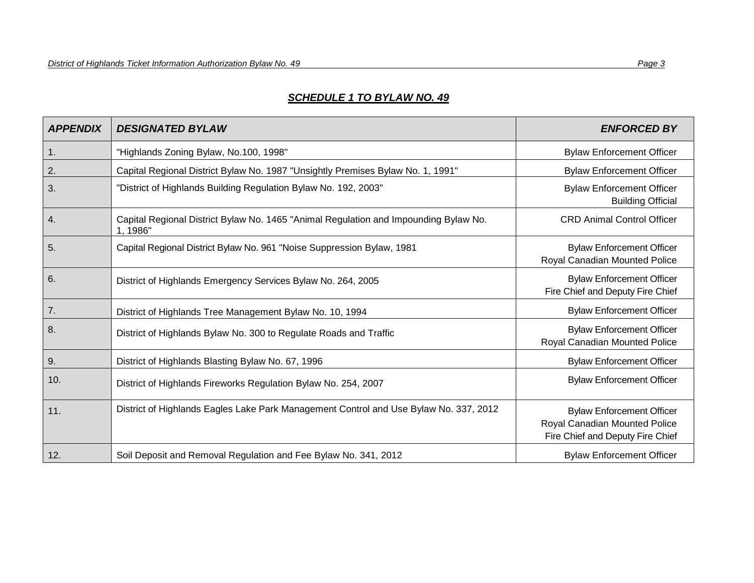## ***SCHEDULE 1 TO BYLAW NO. 49***

| ***APPENDIX*** | ***DESIGNATED BYLAW*** | ***ENFORCED BY*** |
|---|---|---|
| 1. | "Highlands Zoning Bylaw, No.100, 1998" | Bylaw Enforcement Officer |
| 2. | Capital Regional District Bylaw No. 1987 "Unsightly Premises Bylaw No. 1, 1991" | Bylaw Enforcement Officer |
| 3. | "District of Highlands Building Regulation Bylaw No. 192, 2003" | Bylaw Enforcement Officer<br>Building Official |
| 4. | Capital Regional District Bylaw No. 1465 "Animal Regulation and Impounding Bylaw No. 1, 1986" | CRD Animal Control Officer |
| 5. | Capital Regional District Bylaw No. 961 "Noise Suppression Bylaw, 1981 | Bylaw Enforcement Officer<br>Royal Canadian Mounted Police |
| 6. | District of Highlands Emergency Services Bylaw No. 264, 2005 | Bylaw Enforcement Officer<br>Fire Chief and Deputy Fire Chief |
| 7. | District of Highlands Tree Management Bylaw No. 10, 1994 | Bylaw Enforcement Officer |
| 8. | District of Highlands Bylaw No. 300 to Regulate Roads and Traffic | Bylaw Enforcement Officer<br>Royal Canadian Mounted Police |
| 9. | District of Highlands Blasting Bylaw No. 67, 1996 | Bylaw Enforcement Officer |
| 10. | District of Highlands Fireworks Regulation Bylaw No. 254, 2007 | Bylaw Enforcement Officer |
| 11. | District of Highlands Eagles Lake Park Management Control and Use Bylaw No. 337, 2012 | Bylaw Enforcement Officer<br>Royal Canadian Mounted Police<br>Fire Chief and Deputy Fire Chief |
| 12. | Soil Deposit and Removal Regulation and Fee Bylaw No. 341, 2012 | Bylaw Enforcement Officer |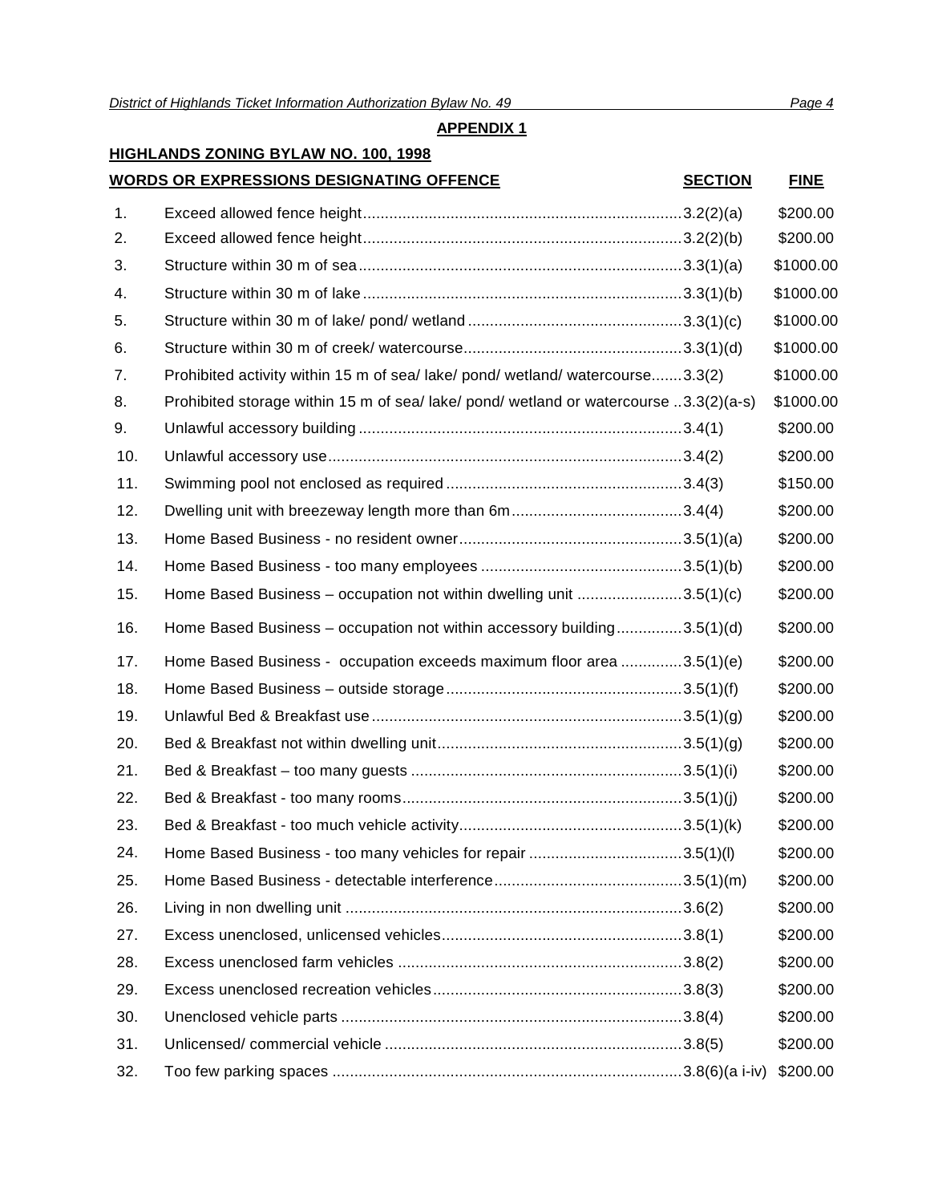## APPENDIX 1

### HIGHLANDS ZONING BYLAW NO. 100, 1998

| | WORDS OR EXPRESSIONS DESIGNATING OFFENCE | SECTION | FINE |
|---|---|---|---|
| 1. | Exceed allowed fence height | 3.2(2)(a) | $200.00 |
| 2. | Exceed allowed fence height | 3.2(2)(b) | $200.00 |
| 3. | Structure within 30 m of sea | 3.3(1)(a) | $1000.00 |
| 4. | Structure within 30 m of lake | 3.3(1)(b) | $1000.00 |
| 5. | Structure within 30 m of lake/ pond/ wetland | 3.3(1)(c) | $1000.00 |
| 6. | Structure within 30 m of creek/ watercourse | 3.3(1)(d) | $1000.00 |
| 7. | Prohibited activity within 15 m of sea/ lake/ pond/ wetland/ watercourse | 3.3(2) | $1000.00 |
| 8. | Prohibited storage within 15 m of sea/ lake/ pond/ wetland or watercourse | 3.3(2)(a-s) | $1000.00 |
| 9. | Unlawful accessory building | 3.4(1) | $200.00 |
| 10. | Unlawful accessory use | 3.4(2) | $200.00 |
| 11. | Swimming pool not enclosed as required | 3.4(3) | $150.00 |
| 12. | Dwelling unit with breezeway length more than 6m | 3.4(4) | $200.00 |
| 13. | Home Based Business - no resident owner | 3.5(1)(a) | $200.00 |
| 14. | Home Based Business - too many employees | 3.5(1)(b) | $200.00 |
| 15. | Home Based Business – occupation not within dwelling unit | 3.5(1)(c) | $200.00 |
| 16. | Home Based Business – occupation not within accessory building | 3.5(1)(d) | $200.00 |
| 17. | Home Based Business - occupation exceeds maximum floor area | 3.5(1)(e) | $200.00 |
| 18. | Home Based Business – outside storage | 3.5(1)(f) | $200.00 |
| 19. | Unlawful Bed & Breakfast use | 3.5(1)(g) | $200.00 |
| 20. | Bed & Breakfast not within dwelling unit | 3.5(1)(g) | $200.00 |
| 21. | Bed & Breakfast – too many guests | 3.5(1)(i) | $200.00 |
| 22. | Bed & Breakfast - too many rooms | 3.5(1)(j) | $200.00 |
| 23. | Bed & Breakfast - too much vehicle activity | 3.5(1)(k) | $200.00 |
| 24. | Home Based Business - too many vehicles for repair | 3.5(1)(l) | $200.00 |
| 25. | Home Based Business - detectable interference | 3.5(1)(m) | $200.00 |
| 26. | Living in non dwelling unit | 3.6(2) | $200.00 |
| 27. | Excess unenclosed, unlicensed vehicles | 3.8(1) | $200.00 |
| 28. | Excess unenclosed farm vehicles | 3.8(2) | $200.00 |
| 29. | Excess unenclosed recreation vehicles | 3.8(3) | $200.00 |
| 30. | Unenclosed vehicle parts | 3.8(4) | $200.00 |
| 31. | Unlicensed/ commercial vehicle | 3.8(5) | $200.00 |
| 32. | Too few parking spaces | 3.8(6)(a i-iv) | $200.00 |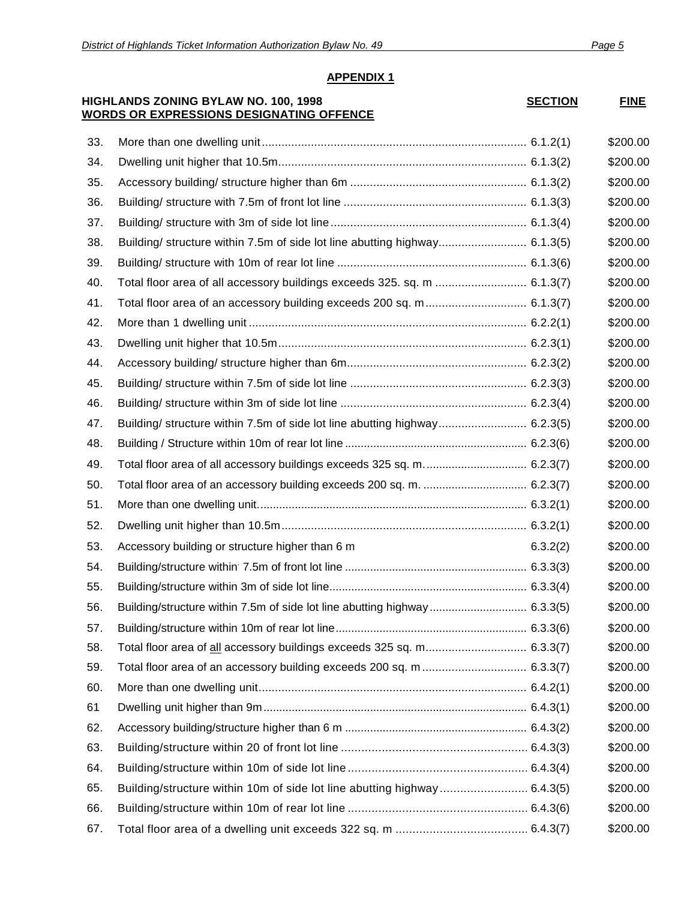## APPENDIX 1

| | HIGHLANDS ZONING BYLAW NO. 100, 1998 WORDS OR EXPRESSIONS DESIGNATING OFFENCE | SECTION | FINE |
|---|---|---|---|
| 33. | More than one dwelling unit | 6.1.2(1) | $200.00 |
| 34. | Dwelling unit higher that 10.5m | 6.1.3(2) | $200.00 |
| 35. | Accessory building/ structure higher than 6m | 6.1.3(2) | $200.00 |
| 36. | Building/ structure with 7.5m of front lot line | 6.1.3(3) | $200.00 |
| 37. | Building/ structure with 3m of side lot line | 6.1.3(4) | $200.00 |
| 38. | Building/ structure within 7.5m of side lot line abutting highway | 6.1.3(5) | $200.00 |
| 39. | Building/ structure with 10m of rear lot line | 6.1.3(6) | $200.00 |
| 40. | Total floor area of all accessory buildings exceeds 325. sq. m | 6.1.3(7) | $200.00 |
| 41. | Total floor area of an accessory building exceeds 200 sq. m | 6.1.3(7) | $200.00 |
| 42. | More than 1 dwelling unit | 6.2.2(1) | $200.00 |
| 43. | Dwelling unit higher that 10.5m | 6.2.3(1) | $200.00 |
| 44. | Accessory building/ structure higher than 6m | 6.2.3(2) | $200.00 |
| 45. | Building/ structure within 7.5m of side lot line | 6.2.3(3) | $200.00 |
| 46. | Building/ structure within 3m of side lot line | 6.2.3(4) | $200.00 |
| 47. | Building/ structure within 7.5m of side lot line abutting highway | 6.2.3(5) | $200.00 |
| 48. | Building / Structure within 10m of rear lot line | 6.2.3(6) | $200.00 |
| 49. | Total floor area of all accessory buildings exceeds 325 sq. m. | 6.2.3(7) | $200.00 |
| 50. | Total floor area of an accessory building exceeds 200 sq. m. | 6.2.3(7) | $200.00 |
| 51. | More than one dwelling unit. | 6.3.2(1) | $200.00 |
| 52. | Dwelling unit higher than 10.5m | 6.3.2(1) | $200.00 |
| 53. | Accessory building or structure higher than 6 m | 6.3.2(2) | $200.00 |
| 54. | Building/structure within 7.5m of front lot line | 6.3.3(3) | $200.00 |
| 55. | Building/structure within 3m of side lot line | 6.3.3(4) | $200.00 |
| 56. | Building/structure within 7.5m of side lot line abutting highway | 6.3.3(5) | $200.00 |
| 57. | Building/structure within 10m of rear lot line | 6.3.3(6) | $200.00 |
| 58. | Total floor area of all accessory buildings exceeds 325 sq. m | 6.3.3(7) | $200.00 |
| 59. | Total floor area of an accessory building exceeds 200 sq. m | 6.3.3(7) | $200.00 |
| 60. | More than one dwelling unit | 6.4.2(1) | $200.00 |
| 61 | Dwelling unit higher than 9m | 6.4.3(1) | $200.00 |
| 62. | Accessory building/structure higher than 6 m | 6.4.3(2) | $200.00 |
| 63. | Building/structure within 20 of front lot line | 6.4.3(3) | $200.00 |
| 64. | Building/structure within 10m of side lot line | 6.4.3(4) | $200.00 |
| 65. | Building/structure within 10m of side lot line abutting highway | 6.4.3(5) | $200.00 |
| 66. | Building/structure within 10m of rear lot line | 6.4.3(6) | $200.00 |
| 67. | Total floor area of a dwelling unit exceeds 322 sq. m | 6.4.3(7) | $200.00 |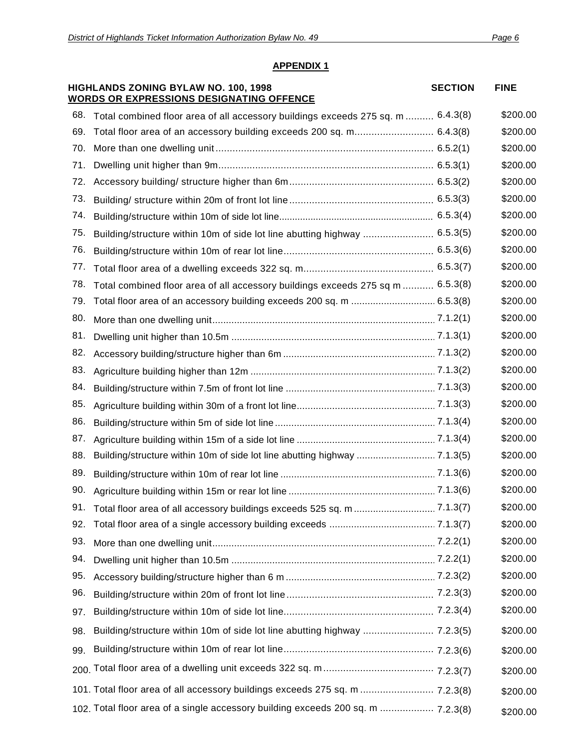## APPENDIX 1

| | HIGHLANDS ZONING BYLAW NO. 100, 1998<br>WORDS OR EXPRESSIONS DESIGNATING OFFENCE | SECTION | FINE |
|---|---|---|---|
| 68. | Total combined floor area of all accessory buildings exceeds 275 sq. m | 6.4.3(8) | $200.00 |
| 69. | Total floor area of an accessory building exceeds 200 sq. m | 6.4.3(8) | $200.00 |
| 70. | More than one dwelling unit | 6.5.2(1) | $200.00 |
| 71. | Dwelling unit higher than 9m | 6.5.3(1) | $200.00 |
| 72. | Accessory building/ structure higher than 6m | 6.5.3(2) | $200.00 |
| 73. | Building/ structure within 20m of front lot line | 6.5.3(3) | $200.00 |
| 74. | Building/structure within 10m of side lot line | 6.5.3(4) | $200.00 |
| 75. | Building/structure within 10m of side lot line abutting highway | 6.5.3(5) | $200.00 |
| 76. | Building/structure within 10m of rear lot line | 6.5.3(6) | $200.00 |
| 77. | Total floor area of a dwelling exceeds 322 sq. m | 6.5.3(7) | $200.00 |
| 78. | Total combined floor area of all accessory buildings exceeds 275 sq m | 6.5.3(8) | $200.00 |
| 79. | Total floor area of an accessory building exceeds 200 sq. m | 6.5.3(8) | $200.00 |
| 80. | More than one dwelling unit | 7.1.2(1) | $200.00 |
| 81. | Dwelling unit higher than 10.5m | 7.1.3(1) | $200.00 |
| 82. | Accessory building/structure higher than 6m | 7.1.3(2) | $200.00 |
| 83. | Agriculture building higher than 12m | 7.1.3(2) | $200.00 |
| 84. | Building/structure within 7.5m of front lot line | 7.1.3(3) | $200.00 |
| 85. | Agriculture building within 30m of a front lot line | 7.1.3(3) | $200.00 |
| 86. | Building/structure within 5m of side lot line | 7.1.3(4) | $200.00 |
| 87. | Agriculture building within 15m of a side lot line | 7.1.3(4) | $200.00 |
| 88. | Building/structure within 10m of side lot line abutting highway | 7.1.3(5) | $200.00 |
| 89. | Building/structure within 10m of rear lot line | 7.1.3(6) | $200.00 |
| 90. | Agriculture building within 15m or rear lot line | 7.1.3(6) | $200.00 |
| 91. | Total floor area of all accessory buildings exceeds 525 sq. m | 7.1.3(7) | $200.00 |
| 92. | Total floor area of a single accessory building exceeds | 7.1.3(7) | $200.00 |
| 93. | More than one dwelling unit | 7.2.2(1) | $200.00 |
| 94. | Dwelling unit higher than 10.5m | 7.2.2(1) | $200.00 |
| 95. | Accessory building/structure higher than 6 m | 7.2.3(2) | $200.00 |
| 96. | Building/structure within 20m of front lot line | 7.2.3(3) | $200.00 |
| 97. | Building/structure within 10m of side lot line | 7.2.3(4) | $200.00 |
| 98. | Building/structure within 10m of side lot line abutting highway | 7.2.3(5) | $200.00 |
| 99. | Building/structure within 10m of rear lot line | 7.2.3(6) | $200.00 |
| 200. | Total floor area of a dwelling unit exceeds 322 sq. m | 7.2.3(7) | $200.00 |
| 101. | Total floor area of all accessory buildings exceeds 275 sq. m | 7.2.3(8) | $200.00 |
| 102. | Total floor area of a single accessory building exceeds 200 sq. m | 7.2.3(8) | $200.00 |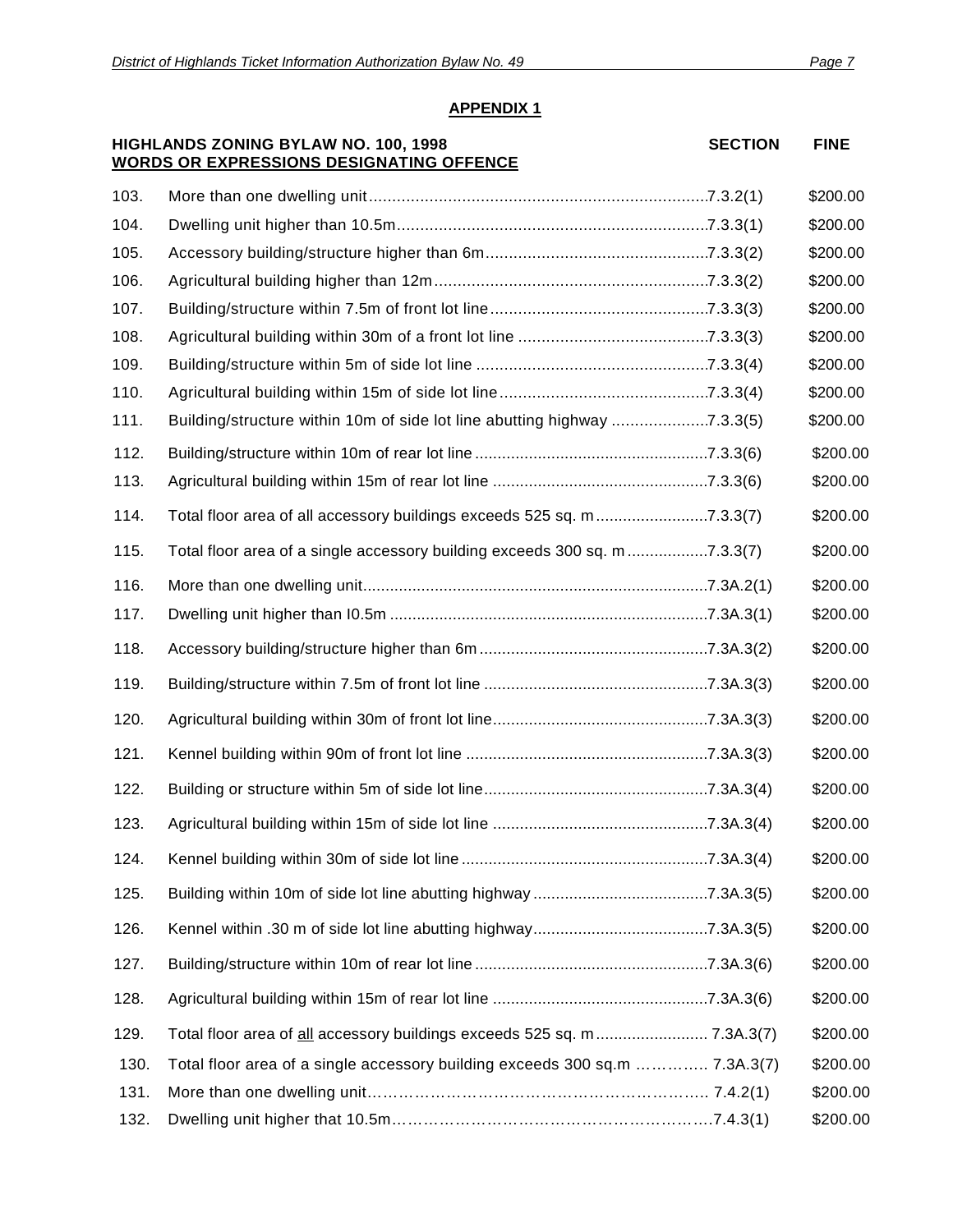## APPENDIX 1

| | HIGHLANDS ZONING BYLAW NO. 100, 1998<br>WORDS OR EXPRESSIONS DESIGNATING OFFENCE | SECTION | FINE |
|---|---|---|---|
| 103. | More than one dwelling unit | 7.3.2(1) | $200.00 |
| 104. | Dwelling unit higher than 10.5m | 7.3.3(1) | $200.00 |
| 105. | Accessory building/structure higher than 6m | 7.3.3(2) | $200.00 |
| 106. | Agricultural building higher than 12m | 7.3.3(2) | $200.00 |
| 107. | Building/structure within 7.5m of front lot line | 7.3.3(3) | $200.00 |
| 108. | Agricultural building within 30m of a front lot line | 7.3.3(3) | $200.00 |
| 109. | Building/structure within 5m of side lot line | 7.3.3(4) | $200.00 |
| 110. | Agricultural building within 15m of side lot line | 7.3.3(4) | $200.00 |
| 111. | Building/structure within 10m of side lot line abutting highway | 7.3.3(5) | $200.00 |
| 112. | Building/structure within 10m of rear lot line | 7.3.3(6) | $200.00 |
| 113. | Agricultural building within 15m of rear lot line | 7.3.3(6) | $200.00 |
| 114. | Total floor area of all accessory buildings exceeds 525 sq. m | 7.3.3(7) | $200.00 |
| 115. | Total floor area of a single accessory building exceeds 300 sq. m | 7.3.3(7) | $200.00 |
| 116. | More than one dwelling unit | 7.3A.2(1) | $200.00 |
| 117. | Dwelling unit higher than I0.5m | 7.3A.3(1) | $200.00 |
| 118. | Accessory building/structure higher than 6m | 7.3A.3(2) | $200.00 |
| 119. | Building/structure within 7.5m of front lot line | 7.3A.3(3) | $200.00 |
| 120. | Agricultural building within 30m of front lot line | 7.3A.3(3) | $200.00 |
| 121. | Kennel building within 90m of front lot line | 7.3A.3(3) | $200.00 |
| 122. | Building or structure within 5m of side lot line | 7.3A.3(4) | $200.00 |
| 123. | Agricultural building within 15m of side lot line | 7.3A.3(4) | $200.00 |
| 124. | Kennel building within 30m of side lot line | 7.3A.3(4) | $200.00 |
| 125. | Building within 10m of side lot line abutting highway | 7.3A.3(5) | $200.00 |
| 126. | Kennel within .30 m of side lot line abutting highway | 7.3A.3(5) | $200.00 |
| 127. | Building/structure within 10m of rear lot line | 7.3A.3(6) | $200.00 |
| 128. | Agricultural building within 15m of rear lot line | 7.3A.3(6) | $200.00 |
| 129. | Total floor area of all accessory buildings exceeds 525 sq. m | 7.3A.3(7) | $200.00 |
| 130. | Total floor area of a single accessory building exceeds 300 sq.m | 7.3A.3(7) | $200.00 |
| 131. | More than one dwelling unit | 7.4.2(1) | $200.00 |
| 132. | Dwelling unit higher that 10.5m | 7.4.3(1) | $200.00 |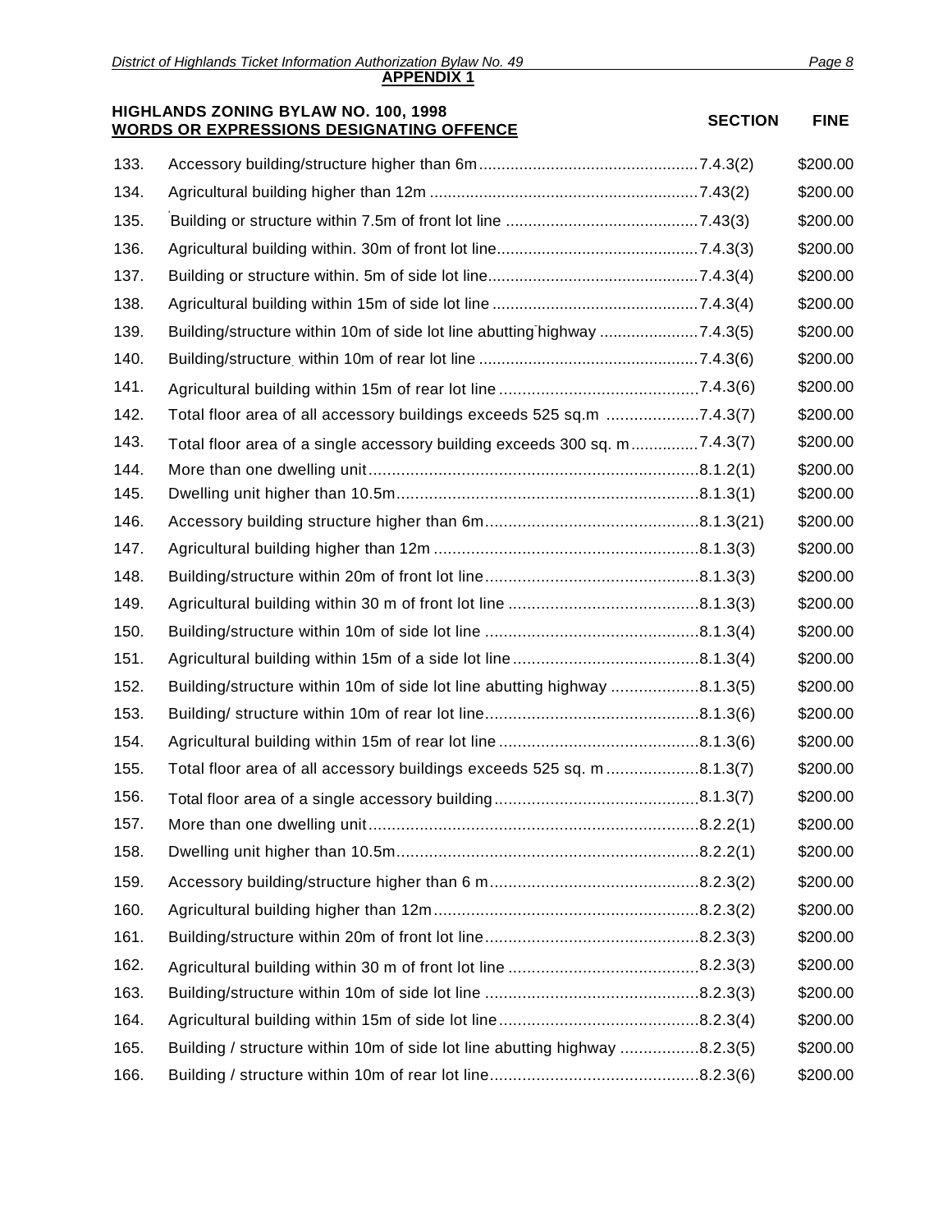## APPENDIX 1

**HIGHLANDS ZONING BYLAW NO. 100, 1998**

| | WORDS OR EXPRESSIONS DESIGNATING OFFENCE | SECTION | FINE |
|---|---|---|---|
| 133. | Accessory building/structure higher than 6m | 7.4.3(2) | $200.00 |
| 134. | Agricultural building higher than 12m | 7.43(2) | $200.00 |
| 135. | Building or structure within 7.5m of front lot line | 7.43(3) | $200.00 |
| 136. | Agricultural building within. 30m of front lot line | 7.4.3(3) | $200.00 |
| 137. | Building or structure within. 5m of side lot line | 7.4.3(4) | $200.00 |
| 138. | Agricultural building within 15m of side lot line | 7.4.3(4) | $200.00 |
| 139. | Building/structure within 10m of side lot line abutting highway | 7.4.3(5) | $200.00 |
| 140. | Building/structure within 10m of rear lot line | 7.4.3(6) | $200.00 |
| 141. | Agricultural building within 15m of rear lot line | 7.4.3(6) | $200.00 |
| 142. | Total floor area of all accessory buildings exceeds 525 sq.m | 7.4.3(7) | $200.00 |
| 143. | Total floor area of a single accessory building exceeds 300 sq. m | 7.4.3(7) | $200.00 |
| 144. | More than one dwelling unit | 8.1.2(1) | $200.00 |
| 145. | Dwelling unit higher than 10.5m | 8.1.3(1) | $200.00 |
| 146. | Accessory building structure higher than 6m | 8.1.3(21) | $200.00 |
| 147. | Agricultural building higher than 12m | 8.1.3(3) | $200.00 |
| 148. | Building/structure within 20m of front lot line | 8.1.3(3) | $200.00 |
| 149. | Agricultural building within 30 m of front lot line | 8.1.3(3) | $200.00 |
| 150. | Building/structure within 10m of side lot line | 8.1.3(4) | $200.00 |
| 151. | Agricultural building within 15m of a side lot line | 8.1.3(4) | $200.00 |
| 152. | Building/structure within 10m of side lot line abutting highway | 8.1.3(5) | $200.00 |
| 153. | Building/ structure within 10m of rear lot line | 8.1.3(6) | $200.00 |
| 154. | Agricultural building within 15m of rear lot line | 8.1.3(6) | $200.00 |
| 155. | Total floor area of all accessory buildings exceeds 525 sq. m | 8.1.3(7) | $200.00 |
| 156. | Total floor area of a single accessory building | 8.1.3(7) | $200.00 |
| 157. | More than one dwelling unit | 8.2.2(1) | $200.00 |
| 158. | Dwelling unit higher than 10.5m | 8.2.2(1) | $200.00 |
| 159. | Accessory building/structure higher than 6 m | 8.2.3(2) | $200.00 |
| 160. | Agricultural building higher than 12m | 8.2.3(2) | $200.00 |
| 161. | Building/structure within 20m of front lot line | 8.2.3(3) | $200.00 |
| 162. | Agricultural building within 30 m of front lot line | 8.2.3(3) | $200.00 |
| 163. | Building/structure within 10m of side lot line | 8.2.3(3) | $200.00 |
| 164. | Agricultural building within 15m of side lot line | 8.2.3(4) | $200.00 |
| 165. | Building / structure within 10m of side lot line abutting highway | 8.2.3(5) | $200.00 |
| 166. | Building / structure within 10m of rear lot line | 8.2.3(6) | $200.00 |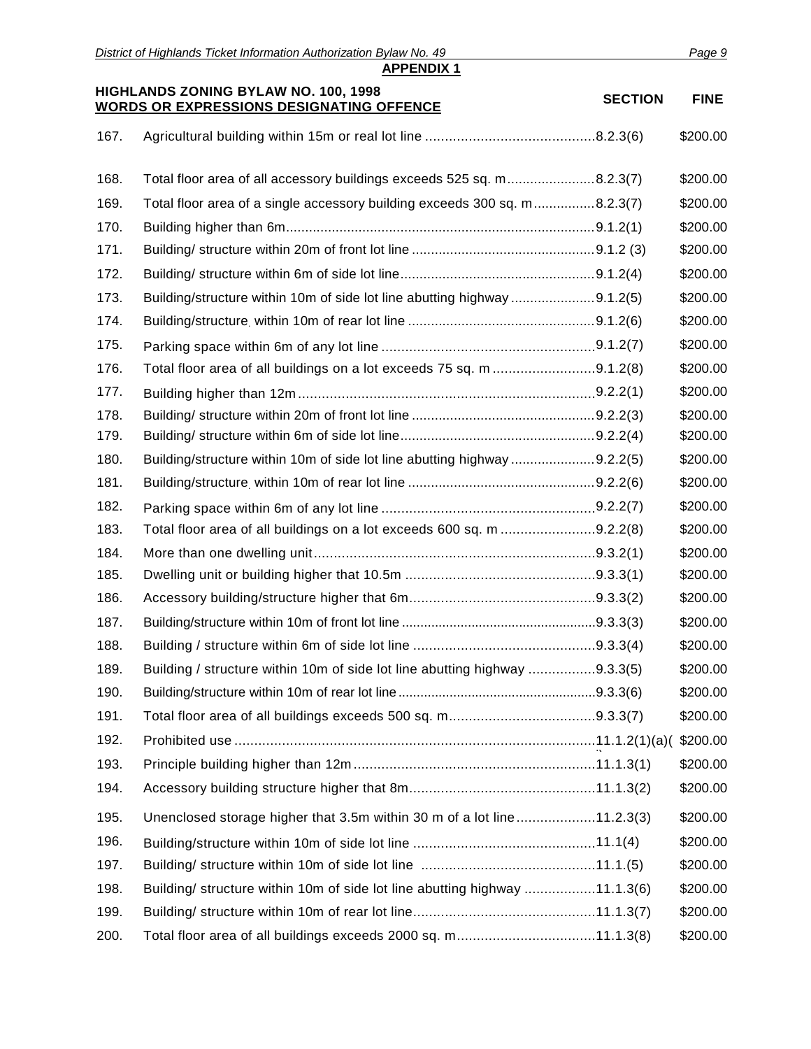## APPENDIX 1

| | HIGHLANDS ZONING BYLAW NO. 100, 1998<br>WORDS OR EXPRESSIONS DESIGNATING OFFENCE | SECTION | FINE |
|---|---|---|---|
| 167. | Agricultural building within 15m or real lot line | 8.2.3(6) | $200.00 |
| 168. | Total floor area of all accessory buildings exceeds 525 sq. m | 8.2.3(7) | $200.00 |
| 169. | Total floor area of a single accessory building exceeds 300 sq. m | 8.2.3(7) | $200.00 |
| 170. | Building higher than 6m | 9.1.2(1) | $200.00 |
| 171. | Building/ structure within 20m of front lot line | 9.1.2 (3) | $200.00 |
| 172. | Building/ structure within 6m of side lot line | 9.1.2(4) | $200.00 |
| 173. | Building/structure within 10m of side lot line abutting highway | 9.1.2(5) | $200.00 |
| 174. | Building/structure within 10m of rear lot line | 9.1.2(6) | $200.00 |
| 175. | Parking space within 6m of any lot line | 9.1.2(7) | $200.00 |
| 176. | Total floor area of all buildings on a lot exceeds 75 sq. m | 9.1.2(8) | $200.00 |
| 177. | Building higher than 12m | 9.2.2(1) | $200.00 |
| 178. | Building/ structure within 20m of front lot line | 9.2.2(3) | $200.00 |
| 179. | Building/ structure within 6m of side lot line | 9.2.2(4) | $200.00 |
| 180. | Building/structure within 10m of side lot line abutting highway | 9.2.2(5) | $200.00 |
| 181. | Building/structure within 10m of rear lot line | 9.2.2(6) | $200.00 |
| 182. | Parking space within 6m of any lot line | 9.2.2(7) | $200.00 |
| 183. | Total floor area of all buildings on a lot exceeds 600 sq. m | 9.2.2(8) | $200.00 |
| 184. | More than one dwelling unit | 9.3.2(1) | $200.00 |
| 185. | Dwelling unit or building higher that 10.5m | 9.3.3(1) | $200.00 |
| 186. | Accessory building/structure higher that 6m | 9.3.3(2) | $200.00 |
| 187. | Building/structure within 10m of front lot line | 9.3.3(3) | $200.00 |
| 188. | Building / structure within 6m of side lot line | 9.3.3(4) | $200.00 |
| 189. | Building / structure within 10m of side lot line abutting highway | 9.3.3(5) | $200.00 |
| 190. | Building/structure within 10m of rear lot line | 9.3.3(6) | $200.00 |
| 191. | Total floor area of all buildings exceeds 500 sq. m | 9.3.3(7) | $200.00 |
| 192. | Prohibited use | 11.1.2(1)(a)( | $200.00 |
| 193. | Principle building higher than 12m | 11.1.3(1) | $200.00 |
| 194. | Accessory building structure higher that 8m | 11.1.3(2) | $200.00 |
| 195. | Unenclosed storage higher that 3.5m within 30 m of a lot line | 11.2.3(3) | $200.00 |
| 196. | Building/structure within 10m of side lot line | 11.1(4) | $200.00 |
| 197. | Building/ structure within 10m of side lot line | 11.1.(5) | $200.00 |
| 198. | Building/ structure within 10m of side lot line abutting highway | 11.1.3(6) | $200.00 |
| 199. | Building/ structure within 10m of rear lot line | 11.1.3(7) | $200.00 |
| 200. | Total floor area of all buildings exceeds 2000 sq. m | 11.1.3(8) | $200.00 |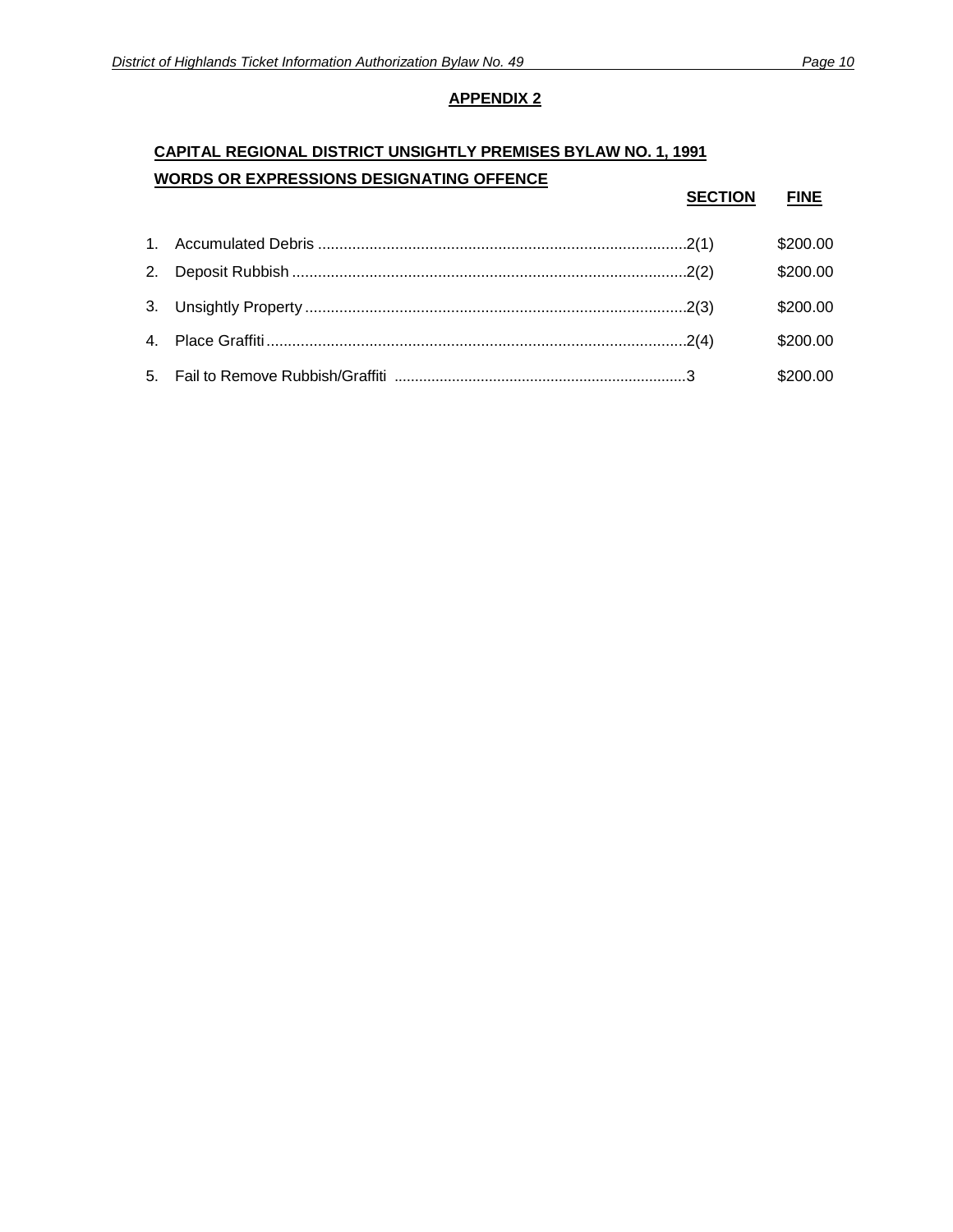## APPENDIX 2

**CAPITAL REGIONAL DISTRICT UNSIGHTLY PREMISES BYLAW NO. 1, 1991**

| | WORDS OR EXPRESSIONS DESIGNATING OFFENCE | SECTION | FINE |
|---|---|---|---|
| 1. | Accumulated Debris | 2(1) | $200.00 |
| 2. | Deposit Rubbish | 2(2) | $200.00 |
| 3. | Unsightly Property | 2(3) | $200.00 |
| 4. | Place Graffiti | 2(4) | $200.00 |
| 5. | Fail to Remove Rubbish/Graffiti | 3 | $200.00 |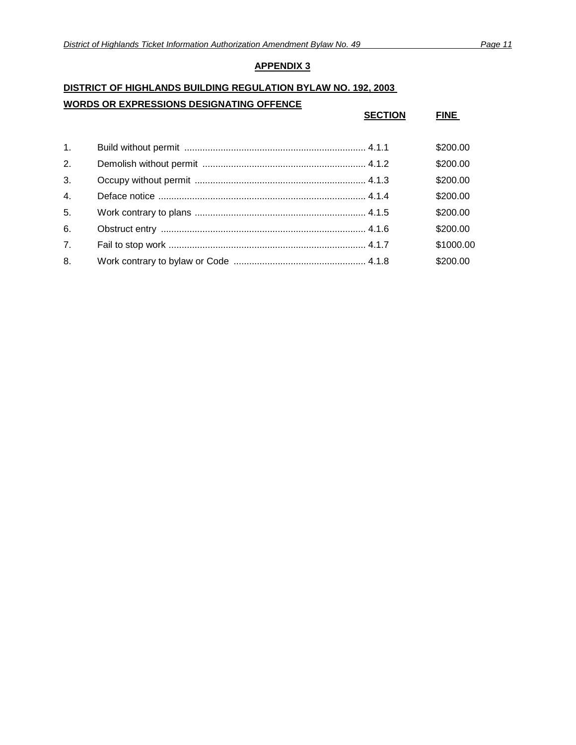## APPENDIX 3

**DISTRICT OF HIGHLANDS BUILDING REGULATION BYLAW NO. 192, 2003**

| | WORDS OR EXPRESSIONS DESIGNATING OFFENCE | SECTION | FINE |
|---|---|---|---|
| 1. | Build without permit | 4.1.1 | $200.00 |
| 2. | Demolish without permit | 4.1.2 | $200.00 |
| 3. | Occupy without permit | 4.1.3 | $200.00 |
| 4. | Deface notice | 4.1.4 | $200.00 |
| 5. | Work contrary to plans | 4.1.5 | $200.00 |
| 6. | Obstruct entry | 4.1.6 | $200.00 |
| 7. | Fail to stop work | 4.1.7 | $1000.00 |
| 8. | Work contrary to bylaw or Code | 4.1.8 | $200.00 |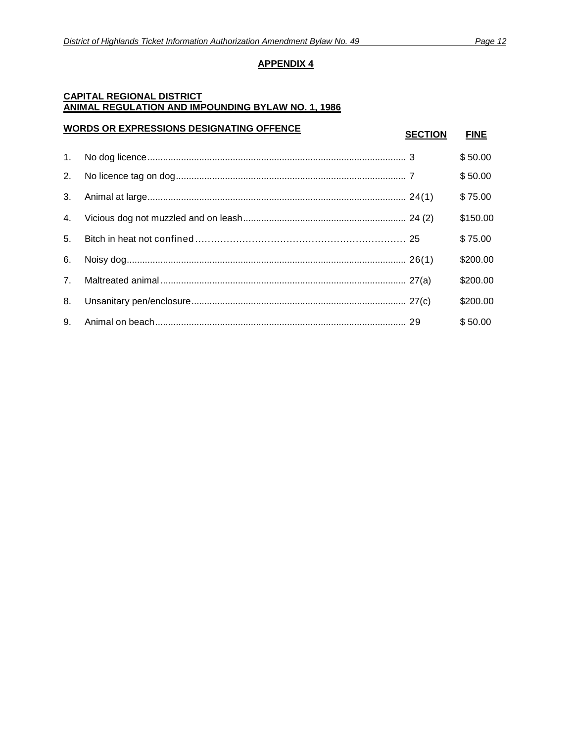## APPENDIX 4

**CAPITAL REGIONAL DISTRICT**
**ANIMAL REGULATION AND IMPOUNDING BYLAW NO. 1, 1986**

| | WORDS OR EXPRESSIONS DESIGNATING OFFENCE | SECTION | FINE |
|---|---|---|---|
| 1. | No dog licence | 3 | $ 50.00 |
| 2. | No licence tag on dog | 7 | $ 50.00 |
| 3. | Animal at large | 24(1) | $ 75.00 |
| 4. | Vicious dog not muzzled and on leash | 24 (2) | $150.00 |
| 5. | Bitch in heat not confined | 25 | $ 75.00 |
| 6. | Noisy dog | 26(1) | $200.00 |
| 7. | Maltreated animal | 27(a) | $200.00 |
| 8. | Unsanitary pen/enclosure | 27(c) | $200.00 |
| 9. | Animal on beach | 29 | $ 50.00 |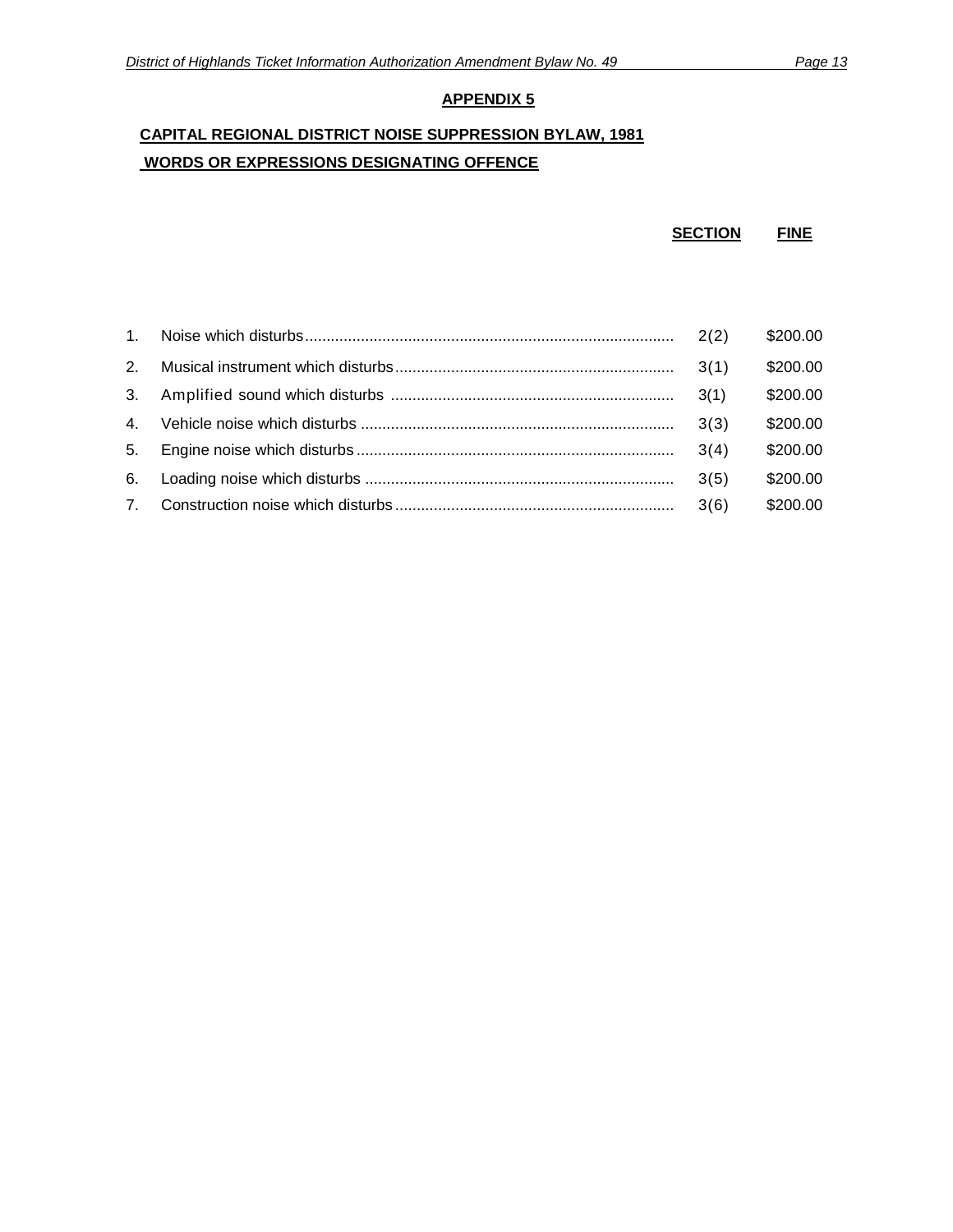## APPENDIX 5

**CAPITAL REGIONAL DISTRICT NOISE SUPPRESSION BYLAW, 1981**

**WORDS OR EXPRESSIONS DESIGNATING OFFENCE**

| | | SECTION | FINE |
|---|---|---|---|
| 1. | Noise which disturbs | 2(2) | $200.00 |
| 2. | Musical instrument which disturbs | 3(1) | $200.00 |
| 3. | Amplified sound which disturbs | 3(1) | $200.00 |
| 4. | Vehicle noise which disturbs | 3(3) | $200.00 |
| 5. | Engine noise which disturbs | 3(4) | $200.00 |
| 6. | Loading noise which disturbs | 3(5) | $200.00 |
| 7. | Construction noise which disturbs | 3(6) | $200.00 |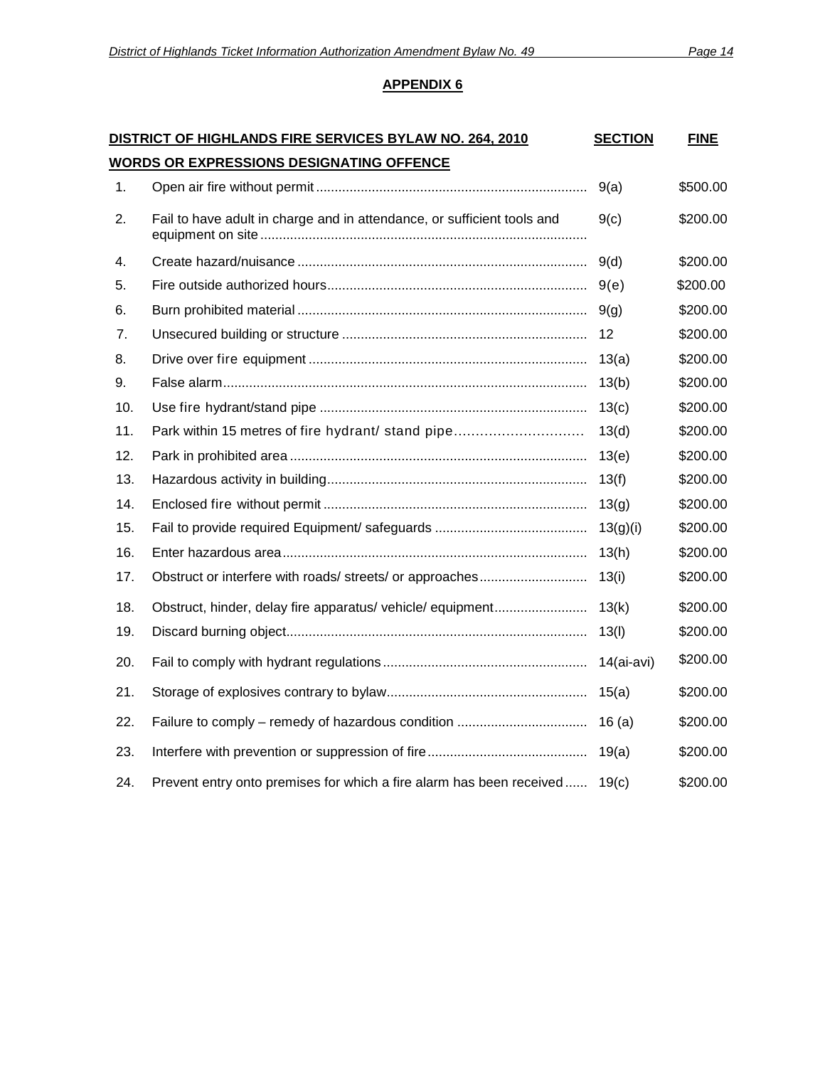## APPENDIX 6

| | DISTRICT OF HIGHLANDS FIRE SERVICES BYLAW NO. 264, 2010 | SECTION | FINE |
|---|---|---|---|
| | **WORDS OR EXPRESSIONS DESIGNATING OFFENCE** | | |
| 1. | Open air fire without permit | 9(a) | $500.00 |
| 2. | Fail to have adult in charge and in attendance, or sufficient tools and equipment on site | 9(c) | $200.00 |
| 4. | Create hazard/nuisance | 9(d) | $200.00 |
| 5. | Fire outside authorized hours | 9(e) | $200.00 |
| 6. | Burn prohibited material | 9(g) | $200.00 |
| 7. | Unsecured building or structure | 12 | $200.00 |
| 8. | Drive over fire equipment | 13(a) | $200.00 |
| 9. | False alarm | 13(b) | $200.00 |
| 10. | Use fire hydrant/stand pipe | 13(c) | $200.00 |
| 11. | Park within 15 metres of fire hydrant/ stand pipe | 13(d) | $200.00 |
| 12. | Park in prohibited area | 13(e) | $200.00 |
| 13. | Hazardous activity in building | 13(f) | $200.00 |
| 14. | Enclosed fire without permit | 13(g) | $200.00 |
| 15. | Fail to provide required Equipment/ safeguards | 13(g)(i) | $200.00 |
| 16. | Enter hazardous area | 13(h) | $200.00 |
| 17. | Obstruct or interfere with roads/ streets/ or approaches | 13(i) | $200.00 |
| 18. | Obstruct, hinder, delay fire apparatus/ vehicle/ equipment | 13(k) | $200.00 |
| 19. | Discard burning object | 13(l) | $200.00 |
| 20. | Fail to comply with hydrant regulations | 14(ai-avi) | $200.00 |
| 21. | Storage of explosives contrary to bylaw | 15(a) | $200.00 |
| 22. | Failure to comply – remedy of hazardous condition | 16 (a) | $200.00 |
| 23. | Interfere with prevention or suppression of fire | 19(a) | $200.00 |
| 24. | Prevent entry onto premises for which a fire alarm has been received | 19(c) | $200.00 |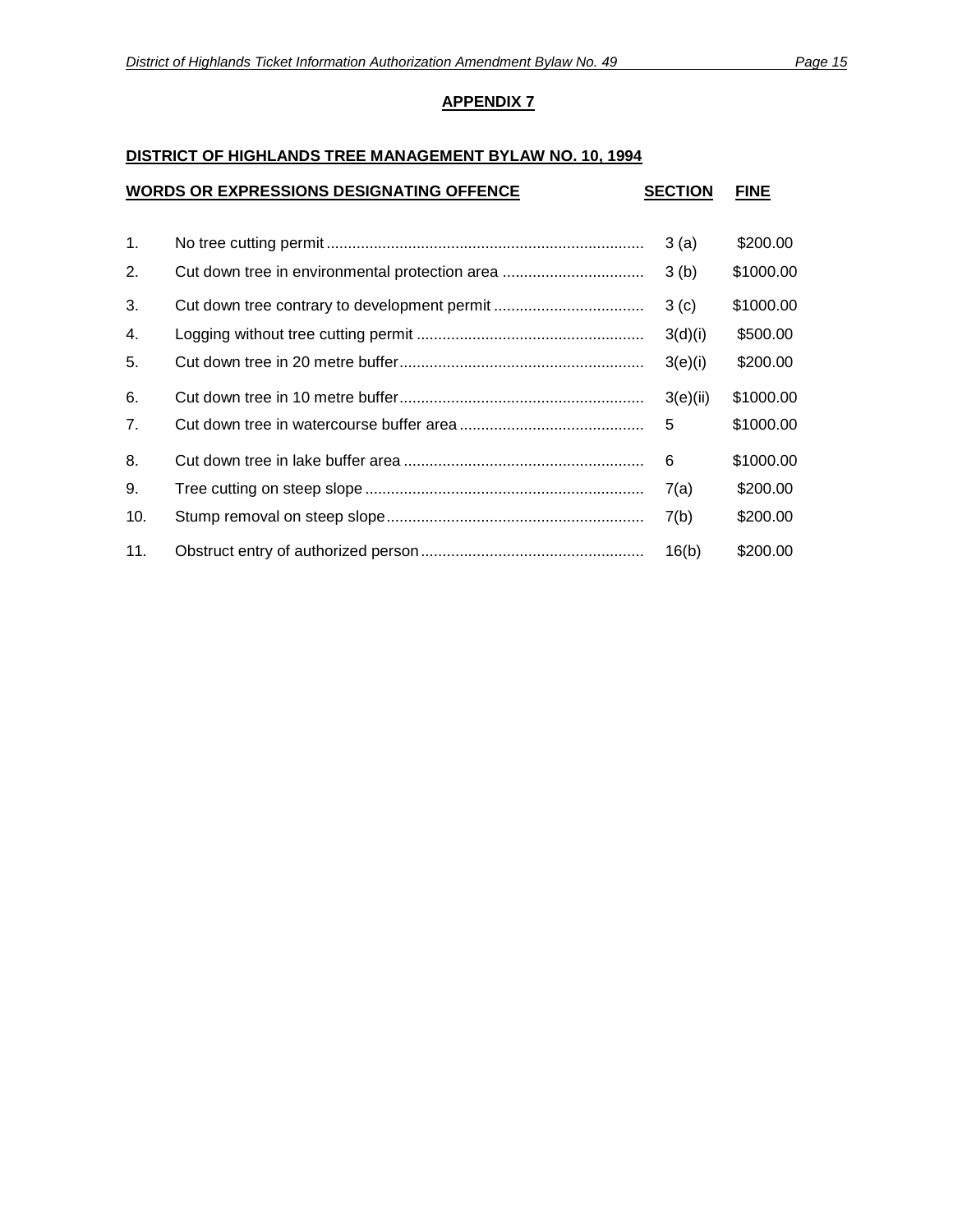## APPENDIX 7

**DISTRICT OF HIGHLANDS TREE MANAGEMENT BYLAW NO. 10, 1994**

| | WORDS OR EXPRESSIONS DESIGNATING OFFENCE | SECTION | FINE |
|---|---|---|---|
| 1. | No tree cutting permit | 3 (a) | $200.00 |
| 2. | Cut down tree in environmental protection area | 3 (b) | $1000.00 |
| 3. | Cut down tree contrary to development permit | 3 (c) | $1000.00 |
| 4. | Logging without tree cutting permit | 3(d)(i) | $500.00 |
| 5. | Cut down tree in 20 metre buffer | 3(e)(i) | $200.00 |
| 6. | Cut down tree in 10 metre buffer | 3(e)(ii) | $1000.00 |
| 7. | Cut down tree in watercourse buffer area | 5 | $1000.00 |
| 8. | Cut down tree in lake buffer area | 6 | $1000.00 |
| 9. | Tree cutting on steep slope | 7(a) | $200.00 |
| 10. | Stump removal on steep slope | 7(b) | $200.00 |
| 11. | Obstruct entry of authorized person | 16(b) | $200.00 |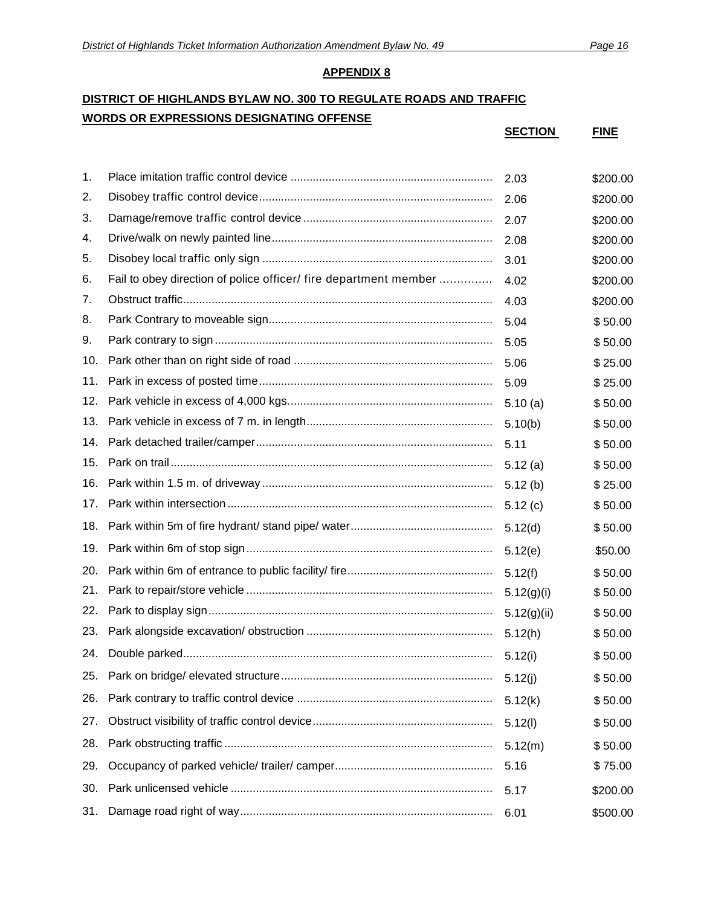## APPENDIX 8

**DISTRICT OF HIGHLANDS BYLAW NO. 300 TO REGULATE ROADS AND TRAFFIC**

**WORDS OR EXPRESSIONS DESIGNATING OFFENSE**

| | Offense | SECTION | FINE |
|---|---|---|---|
| 1. | Place imitation traffic control device | 2.03 | $200.00 |
| 2. | Disobey traffic control device | 2.06 | $200.00 |
| 3. | Damage/remove traffic control device | 2.07 | $200.00 |
| 4. | Drive/walk on newly painted line | 2.08 | $200.00 |
| 5. | Disobey local traffic only sign | 3.01 | $200.00 |
| 6. | Fail to obey direction of police officer/ fire department member | 4.02 | $200.00 |
| 7. | Obstruct traffic | 4.03 | $200.00 |
| 8. | Park Contrary to moveable sign | 5.04 | $ 50.00 |
| 9. | Park contrary to sign | 5.05 | $ 50.00 |
| 10. | Park other than on right side of road | 5.06 | $ 25.00 |
| 11. | Park in excess of posted time | 5.09 | $ 25.00 |
| 12. | Park vehicle in excess of 4,000 kgs. | 5.10 (a) | $ 50.00 |
| 13. | Park vehicle in excess of 7 m. in length | 5.10(b) | $ 50.00 |
| 14. | Park detached trailer/camper | 5.11 | $ 50.00 |
| 15. | Park on trail | 5.12 (a) | $ 50.00 |
| 16. | Park within 1.5 m. of driveway | 5.12 (b) | $ 25.00 |
| 17. | Park within intersection | 5.12 (c) | $ 50.00 |
| 18. | Park within 5m of fire hydrant/ stand pipe/ water | 5.12(d) | $ 50.00 |
| 19. | Park within 6m of stop sign | 5.12(e) | $50.00 |
| 20. | Park within 6m of entrance to public facility/ fire | 5.12(f) | $ 50.00 |
| 21. | Park to repair/store vehicle | 5.12(g)(i) | $ 50.00 |
| 22. | Park to display sign | 5.12(g)(ii) | $ 50.00 |
| 23. | Park alongside excavation/ obstruction | 5.12(h) | $ 50.00 |
| 24. | Double parked | 5.12(i) | $ 50.00 |
| 25. | Park on bridge/ elevated structure | 5.12(j) | $ 50.00 |
| 26. | Park contrary to traffic control device | 5.12(k) | $ 50.00 |
| 27. | Obstruct visibility of traffic control device | 5.12(l) | $ 50.00 |
| 28. | Park obstructing traffic | 5.12(m) | $ 50.00 |
| 29. | Occupancy of parked vehicle/ trailer/ camper | 5.16 | $ 75.00 |
| 30. | Park unlicensed vehicle | 5.17 | $200.00 |
| 31. | Damage road right of way | 6.01 | $500.00 |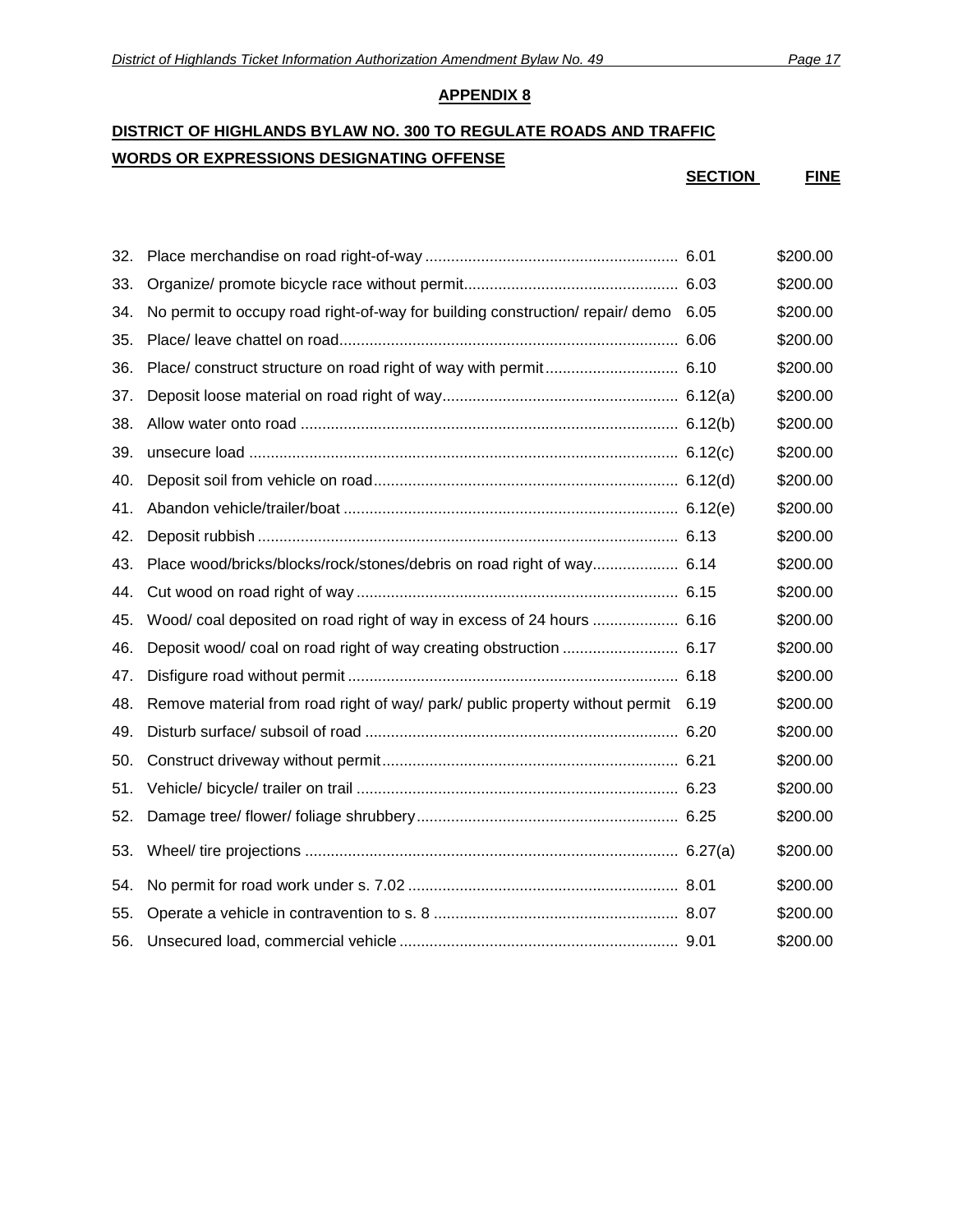## APPENDIX 8

### DISTRICT OF HIGHLANDS BYLAW NO. 300 TO REGULATE ROADS AND TRAFFIC

### WORDS OR EXPRESSIONS DESIGNATING OFFENSE

| | WORDS OR EXPRESSIONS DESIGNATING OFFENSE | SECTION | FINE |
|---|---|---|---|
| 32. | Place merchandise on road right-of-way | 6.01 | $200.00 |
| 33. | Organize/ promote bicycle race without permit | 6.03 | $200.00 |
| 34. | No permit to occupy road right-of-way for building construction/ repair/ demo | 6.05 | $200.00 |
| 35. | Place/ leave chattel on road | 6.06 | $200.00 |
| 36. | Place/ construct structure on road right of way with permit | 6.10 | $200.00 |
| 37. | Deposit loose material on road right of way | 6.12(a) | $200.00 |
| 38. | Allow water onto road | 6.12(b) | $200.00 |
| 39. | unsecure load | 6.12(c) | $200.00 |
| 40. | Deposit soil from vehicle on road | 6.12(d) | $200.00 |
| 41. | Abandon vehicle/trailer/boat | 6.12(e) | $200.00 |
| 42. | Deposit rubbish | 6.13 | $200.00 |
| 43. | Place wood/bricks/blocks/rock/stones/debris on road right of way | 6.14 | $200.00 |
| 44. | Cut wood on road right of way | 6.15 | $200.00 |
| 45. | Wood/ coal deposited on road right of way in excess of 24 hours | 6.16 | $200.00 |
| 46. | Deposit wood/ coal on road right of way creating obstruction | 6.17 | $200.00 |
| 47. | Disfigure road without permit | 6.18 | $200.00 |
| 48. | Remove material from road right of way/ park/ public property without permit | 6.19 | $200.00 |
| 49. | Disturb surface/ subsoil of road | 6.20 | $200.00 |
| 50. | Construct driveway without permit | 6.21 | $200.00 |
| 51. | Vehicle/ bicycle/ trailer on trail | 6.23 | $200.00 |
| 52. | Damage tree/ flower/ foliage shrubbery | 6.25 | $200.00 |
| 53. | Wheel/ tire projections | 6.27(a) | $200.00 |
| 54. | No permit for road work under s. 7.02 | 8.01 | $200.00 |
| 55. | Operate a vehicle in contravention to s. 8 | 8.07 | $200.00 |
| 56. | Unsecured load, commercial vehicle | 9.01 | $200.00 |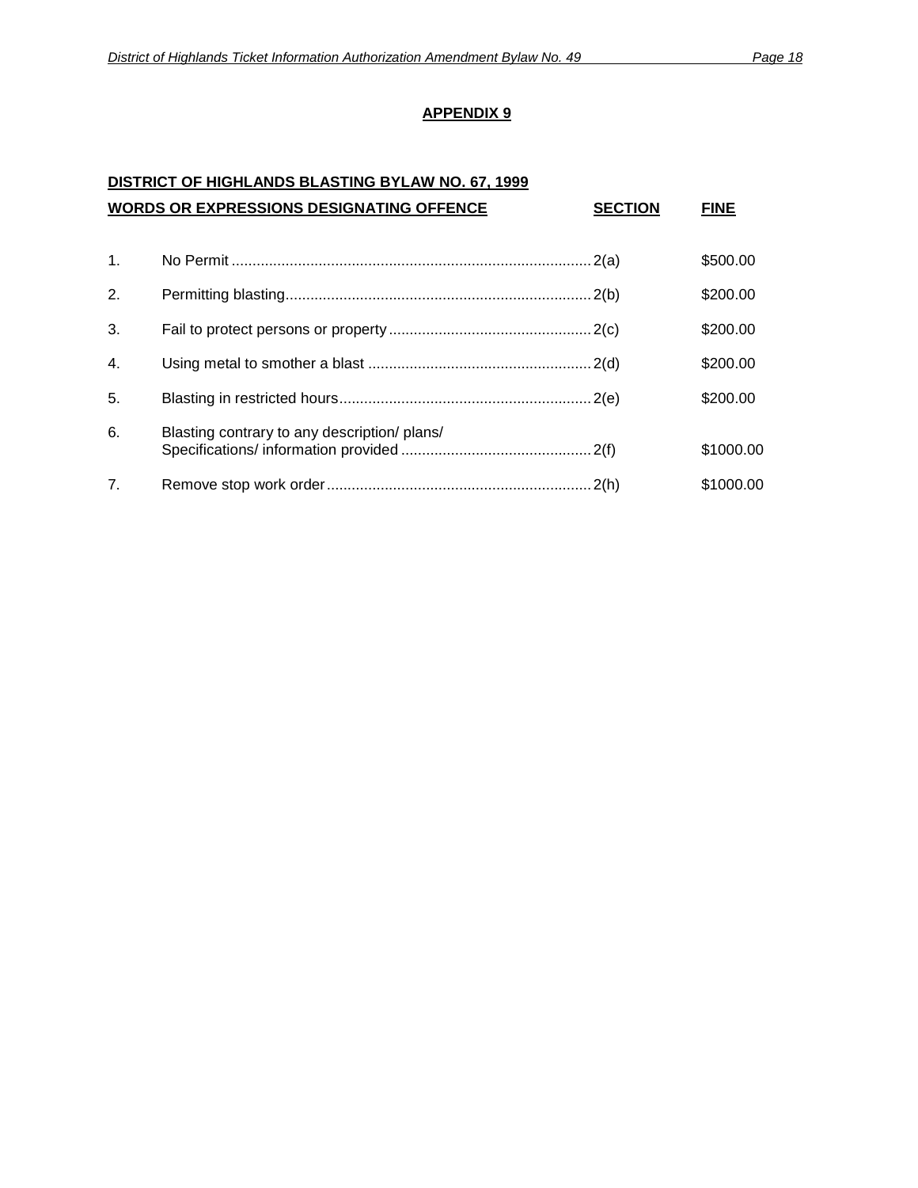## APPENDIX 9

**DISTRICT OF HIGHLANDS BLASTING BYLAW NO. 67, 1999**

| | WORDS OR EXPRESSIONS DESIGNATING OFFENCE | SECTION | FINE |
|---|---|---|---|
| 1. | No Permit | 2(a) | $500.00 |
| 2. | Permitting blasting | 2(b) | $200.00 |
| 3. | Fail to protect persons or property | 2(c) | $200.00 |
| 4. | Using metal to smother a blast | 2(d) | $200.00 |
| 5. | Blasting in restricted hours | 2(e) | $200.00 |
| 6. | Blasting contrary to any description/ plans/ Specifications/ information provided | 2(f) | $1000.00 |
| 7. | Remove stop work order | 2(h) | $1000.00 |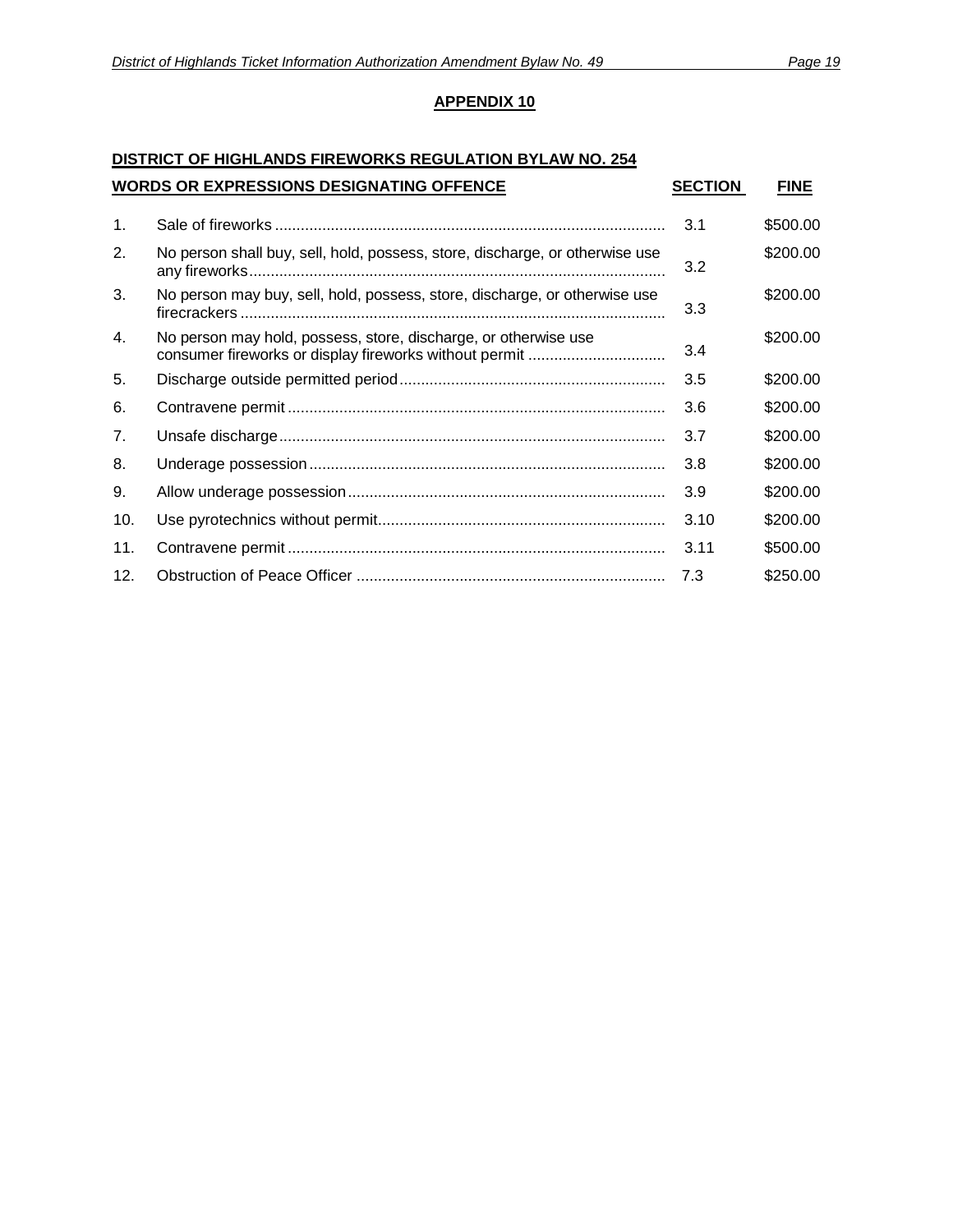## APPENDIX 10

**DISTRICT OF HIGHLANDS FIREWORKS REGULATION BYLAW NO. 254**

| | WORDS OR EXPRESSIONS DESIGNATING OFFENCE | SECTION | FINE |
|---|---|---|---|
| 1. | Sale of fireworks | 3.1 | $500.00 |
| 2. | No person shall buy, sell, hold, possess, store, discharge, or otherwise use any fireworks | 3.2 | $200.00 |
| 3. | No person may buy, sell, hold, possess, store, discharge, or otherwise use firecrackers | 3.3 | $200.00 |
| 4. | No person may hold, possess, store, discharge, or otherwise use consumer fireworks or display fireworks without permit | 3.4 | $200.00 |
| 5. | Discharge outside permitted period | 3.5 | $200.00 |
| 6. | Contravene permit | 3.6 | $200.00 |
| 7. | Unsafe discharge | 3.7 | $200.00 |
| 8. | Underage possession | 3.8 | $200.00 |
| 9. | Allow underage possession | 3.9 | $200.00 |
| 10. | Use pyrotechnics without permit | 3.10 | $200.00 |
| 11. | Contravene permit | 3.11 | $500.00 |
| 12. | Obstruction of Peace Officer | 7.3 | $250.00 |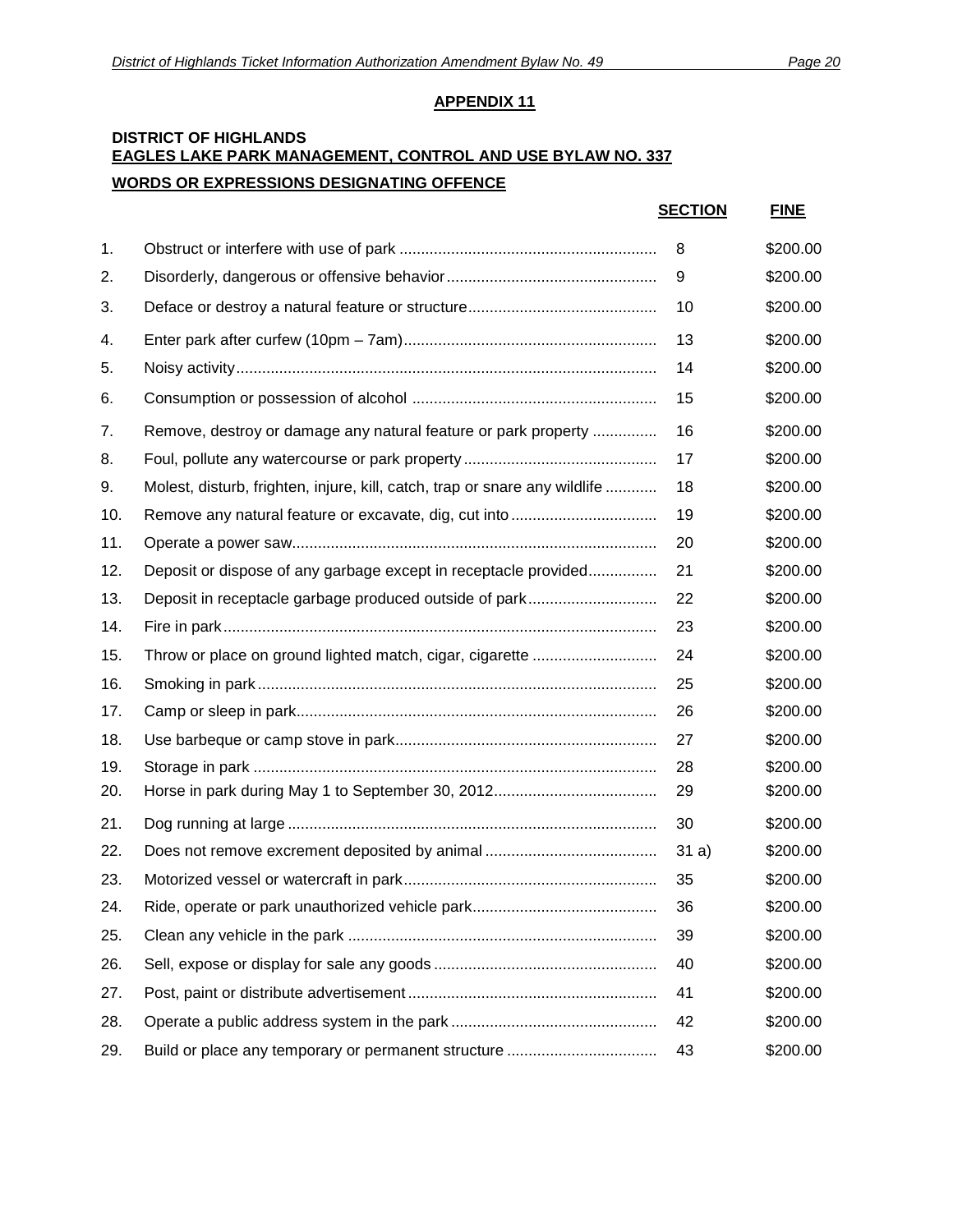## APPENDIX 11

**DISTRICT OF HIGHLANDS**
**EAGLES LAKE PARK MANAGEMENT, CONTROL AND USE BYLAW NO. 337**

**WORDS OR EXPRESSIONS DESIGNATING OFFENCE**

| | | SECTION | FINE |
|---|---|---|---|
| 1. | Obstruct or interfere with use of park | 8 | \$200.00 |
| 2. | Disorderly, dangerous or offensive behavior | 9 | \$200.00 |
| 3. | Deface or destroy a natural feature or structure | 10 | \$200.00 |
| 4. | Enter park after curfew (10pm – 7am) | 13 | \$200.00 |
| 5. | Noisy activity | 14 | \$200.00 |
| 6. | Consumption or possession of alcohol | 15 | \$200.00 |
| 7. | Remove, destroy or damage any natural feature or park property | 16 | \$200.00 |
| 8. | Foul, pollute any watercourse or park property | 17 | \$200.00 |
| 9. | Molest, disturb, frighten, injure, kill, catch, trap or snare any wildlife | 18 | \$200.00 |
| 10. | Remove any natural feature or excavate, dig, cut into | 19 | \$200.00 |
| 11. | Operate a power saw | 20 | \$200.00 |
| 12. | Deposit or dispose of any garbage except in receptacle provided | 21 | \$200.00 |
| 13. | Deposit in receptacle garbage produced outside of park | 22 | \$200.00 |
| 14. | Fire in park | 23 | \$200.00 |
| 15. | Throw or place on ground lighted match, cigar, cigarette | 24 | \$200.00 |
| 16. | Smoking in park | 25 | \$200.00 |
| 17. | Camp or sleep in park | 26 | \$200.00 |
| 18. | Use barbeque or camp stove in park | 27 | \$200.00 |
| 19. | Storage in park | 28 | \$200.00 |
| 20. | Horse in park during May 1 to September 30, 2012 | 29 | \$200.00 |
| 21. | Dog running at large | 30 | \$200.00 |
| 22. | Does not remove excrement deposited by animal | 31 a) | \$200.00 |
| 23. | Motorized vessel or watercraft in park | 35 | \$200.00 |
| 24. | Ride, operate or park unauthorized vehicle park | 36 | \$200.00 |
| 25. | Clean any vehicle in the park | 39 | \$200.00 |
| 26. | Sell, expose or display for sale any goods | 40 | \$200.00 |
| 27. | Post, paint or distribute advertisement | 41 | \$200.00 |
| 28. | Operate a public address system in the park | 42 | \$200.00 |
| 29. | Build or place any temporary or permanent structure | 43 | \$200.00 |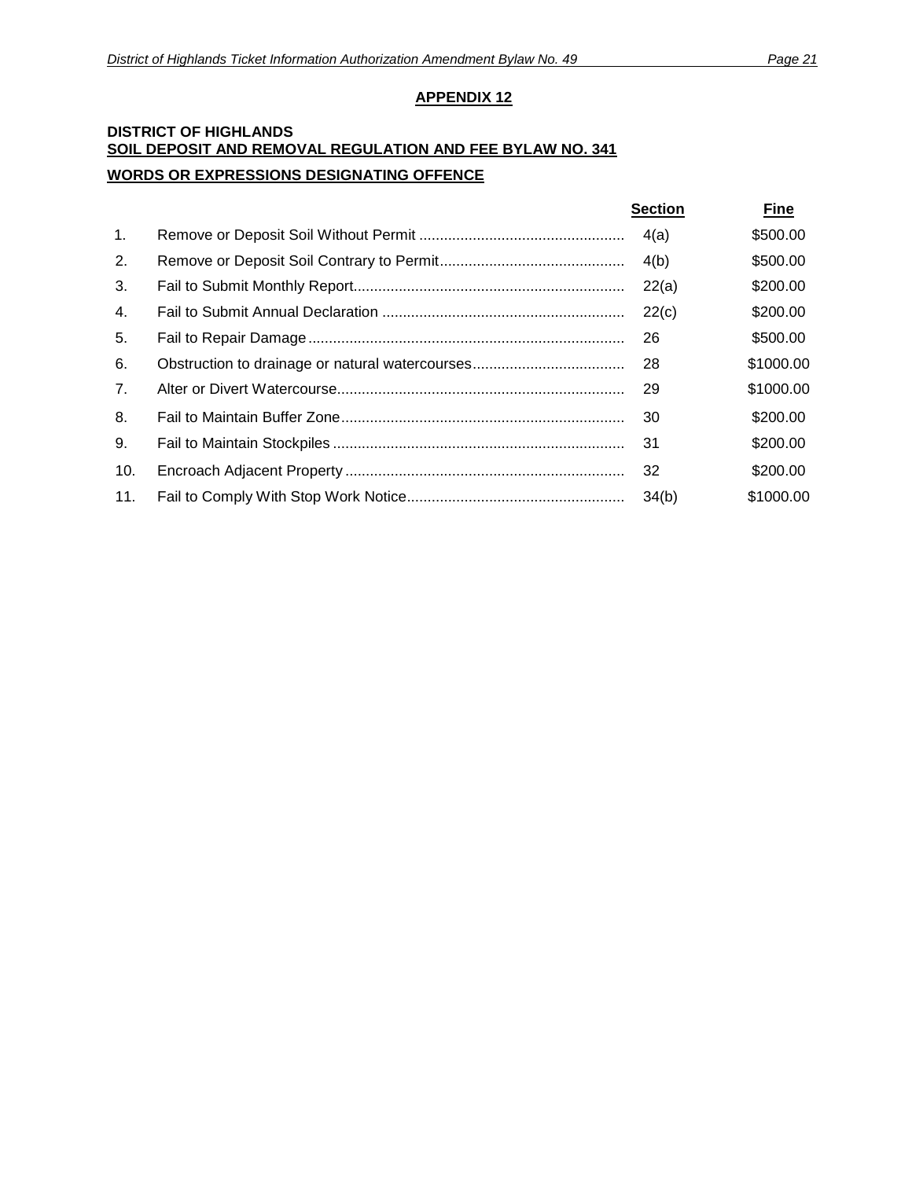## APPENDIX 12

**DISTRICT OF HIGHLANDS**
**SOIL DEPOSIT AND REMOVAL REGULATION AND FEE BYLAW NO. 341**

**WORDS OR EXPRESSIONS DESIGNATING OFFENCE**

| | | Section | Fine |
|---|---|---|---|
| 1. | Remove or Deposit Soil Without Permit | 4(a) | $500.00 |
| 2. | Remove or Deposit Soil Contrary to Permit | 4(b) | $500.00 |
| 3. | Fail to Submit Monthly Report | 22(a) | $200.00 |
| 4. | Fail to Submit Annual Declaration | 22(c) | $200.00 |
| 5. | Fail to Repair Damage | 26 | $500.00 |
| 6. | Obstruction to drainage or natural watercourses | 28 | $1000.00 |
| 7. | Alter or Divert Watercourse | 29 | $1000.00 |
| 8. | Fail to Maintain Buffer Zone | 30 | $200.00 |
| 9. | Fail to Maintain Stockpiles | 31 | $200.00 |
| 10. | Encroach Adjacent Property | 32 | $200.00 |
| 11. | Fail to Comply With Stop Work Notice | 34(b) | $1000.00 |